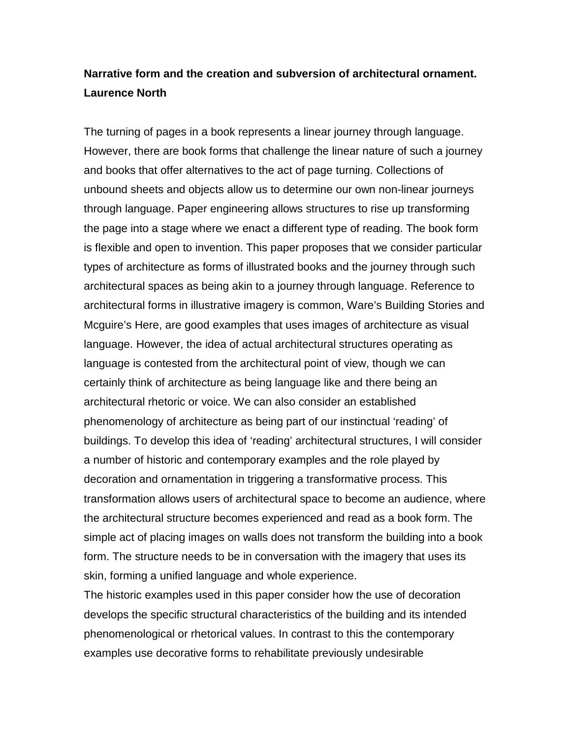**Narrative form and the creation and subversion of architectural ornament.**
**Laurence North**

The turning of pages in a book represents a linear journey through language. However, there are book forms that challenge the linear nature of such a journey and books that offer alternatives to the act of page turning. Collections of unbound sheets and objects allow us to determine our own non-linear journeys through language. Paper engineering allows structures to rise up transforming the page into a stage where we enact a different type of reading. The book form is flexible and open to invention. This paper proposes that we consider particular types of architecture as forms of illustrated books and the journey through such architectural spaces as being akin to a journey through language. Reference to architectural forms in illustrative imagery is common, Ware's Building Stories and Mcguire's Here, are good examples that uses images of architecture as visual language. However, the idea of actual architectural structures operating as language is contested from the architectural point of view, though we can certainly think of architecture as being language like and there being an architectural rhetoric or voice. We can also consider an established phenomenology of architecture as being part of our instinctual 'reading' of buildings. To develop this idea of 'reading' architectural structures, I will consider a number of historic and contemporary examples and the role played by decoration and ornamentation in triggering a transformative process. This transformation allows users of architectural space to become an audience, where the architectural structure becomes experienced and read as a book form. The simple act of placing images on walls does not transform the building into a book form. The structure needs to be in conversation with the imagery that uses its skin, forming a unified language and whole experience.
The historic examples used in this paper consider how the use of decoration develops the specific structural characteristics of the building and its intended phenomenological or rhetorical values. In contrast to this the contemporary examples use decorative forms to rehabilitate previously undesirable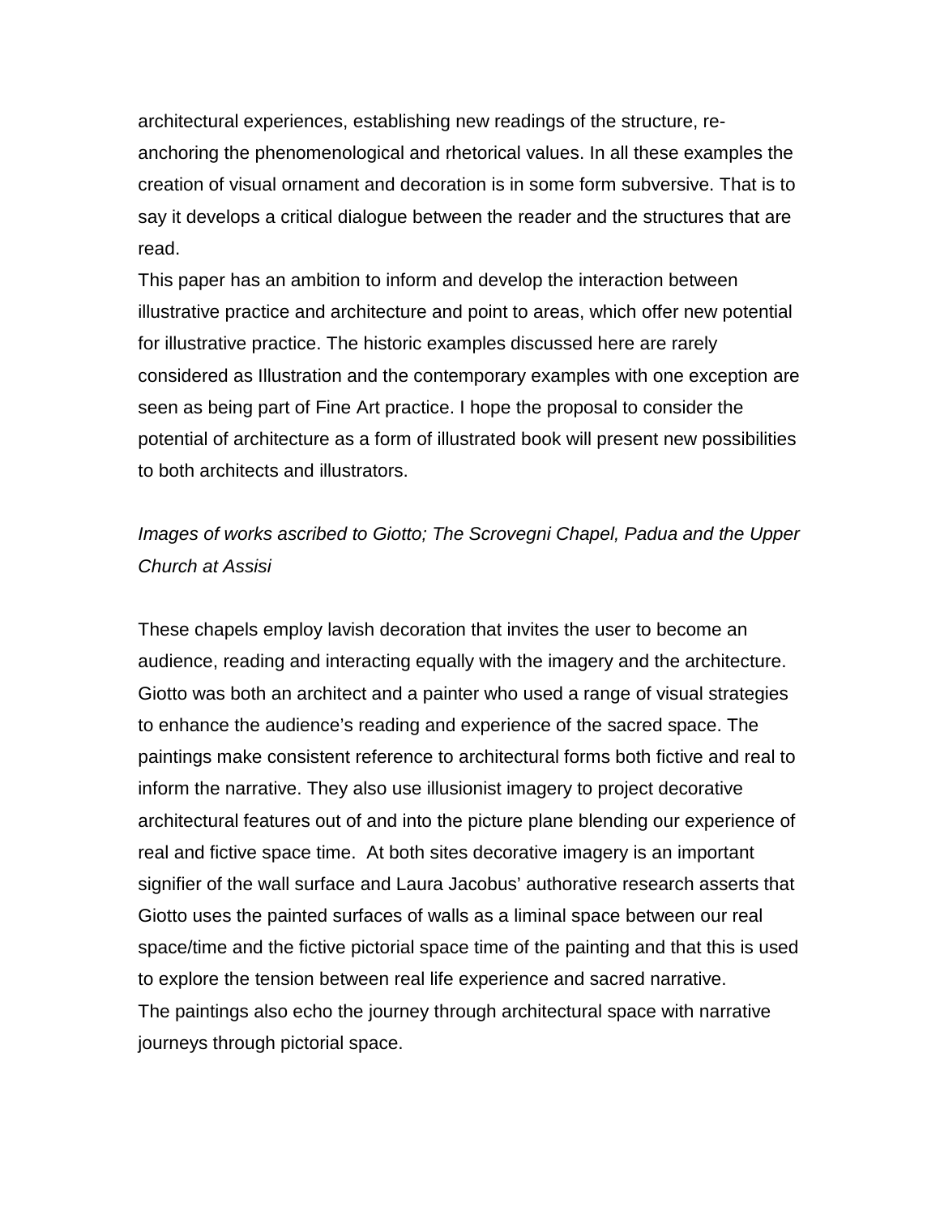architectural experiences, establishing new readings of the structure, re-anchoring the phenomenological and rhetorical values. In all these examples the creation of visual ornament and decoration is in some form subversive. That is to say it develops a critical dialogue between the reader and the structures that are read.

This paper has an ambition to inform and develop the interaction between illustrative practice and architecture and point to areas, which offer new potential for illustrative practice. The historic examples discussed here are rarely considered as Illustration and the contemporary examples with one exception are seen as being part of Fine Art practice. I hope the proposal to consider the potential of architecture as a form of illustrated book will present new possibilities to both architects and illustrators.

*Images of works ascribed to Giotto; The Scrovegni Chapel, Padua and the Upper Church at Assisi*

These chapels employ lavish decoration that invites the user to become an audience, reading and interacting equally with the imagery and the architecture. Giotto was both an architect and a painter who used a range of visual strategies to enhance the audience's reading and experience of the sacred space. The paintings make consistent reference to architectural forms both fictive and real to inform the narrative. They also use illusionist imagery to project decorative architectural features out of and into the picture plane blending our experience of real and fictive space time. At both sites decorative imagery is an important signifier of the wall surface and Laura Jacobus' authorative research asserts that Giotto uses the painted surfaces of walls as a liminal space between our real space/time and the fictive pictorial space time of the painting and that this is used to explore the tension between real life experience and sacred narrative.

The paintings also echo the journey through architectural space with narrative journeys through pictorial space.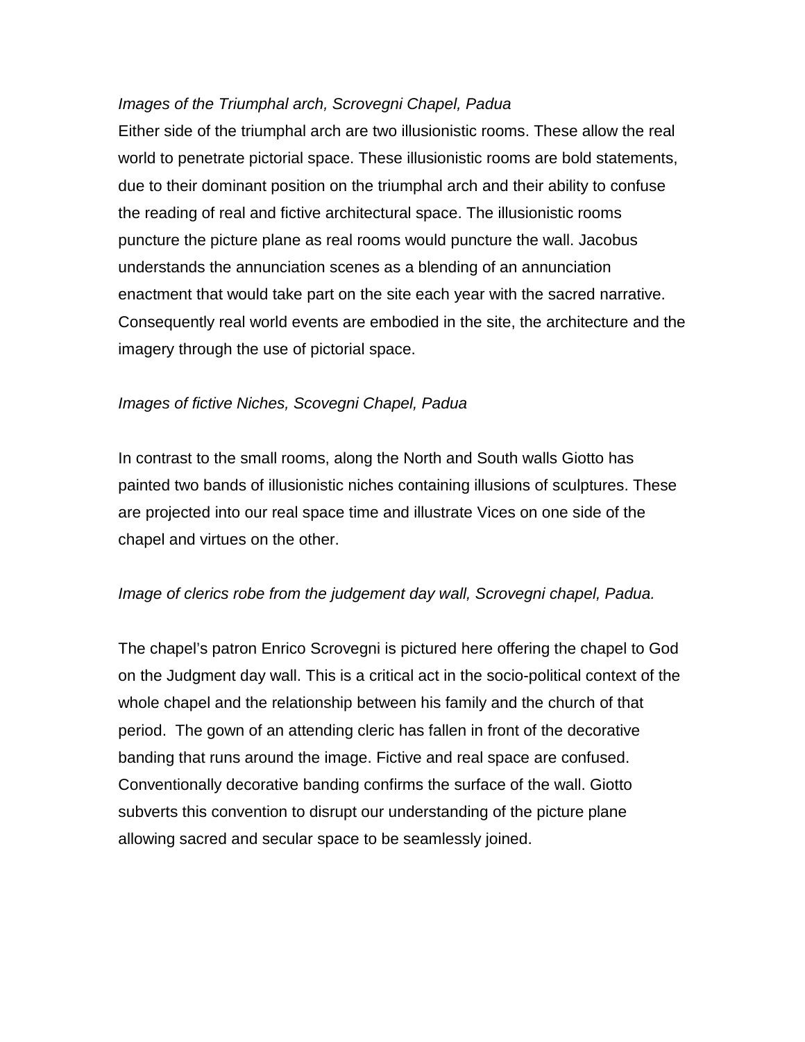*Images of the Triumphal arch, Scrovegni Chapel, Padua*

Either side of the triumphal arch are two illusionistic rooms. These allow the real world to penetrate pictorial space. These illusionistic rooms are bold statements, due to their dominant position on the triumphal arch and their ability to confuse the reading of real and fictive architectural space. The illusionistic rooms puncture the picture plane as real rooms would puncture the wall. Jacobus understands the annunciation scenes as a blending of an annunciation enactment that would take part on the site each year with the sacred narrative. Consequently real world events are embodied in the site, the architecture and the imagery through the use of pictorial space.

*Images of fictive Niches, Scovegni Chapel, Padua*

In contrast to the small rooms, along the North and South walls Giotto has painted two bands of illusionistic niches containing illusions of sculptures. These are projected into our real space time and illustrate Vices on one side of the chapel and virtues on the other.

*Image of clerics robe from the judgement day wall, Scrovegni chapel, Padua.*

The chapel's patron Enrico Scrovegni is pictured here offering the chapel to God on the Judgment day wall. This is a critical act in the socio-political context of the whole chapel and the relationship between his family and the church of that period. The gown of an attending cleric has fallen in front of the decorative banding that runs around the image. Fictive and real space are confused. Conventionally decorative banding confirms the surface of the wall. Giotto subverts this convention to disrupt our understanding of the picture plane allowing sacred and secular space to be seamlessly joined.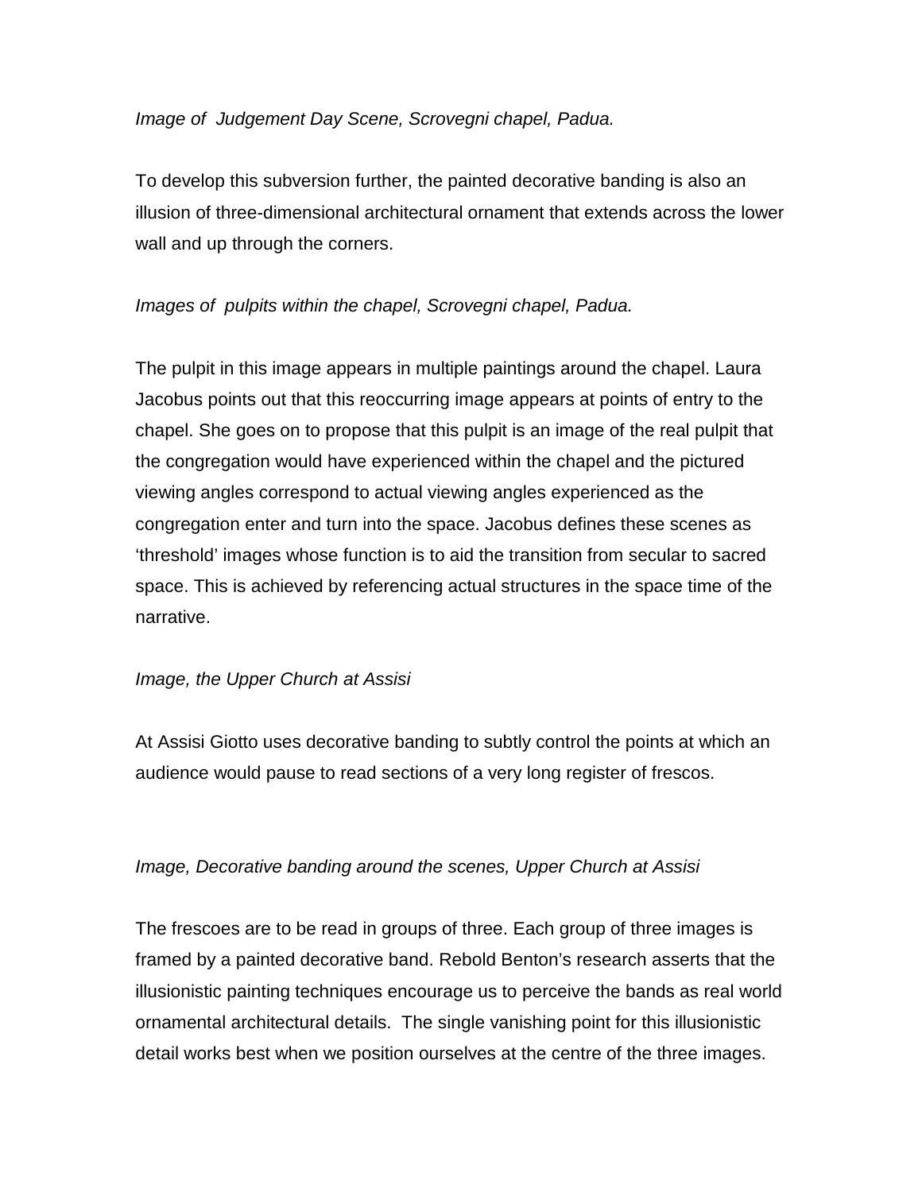*Image of  Judgement Day Scene, Scrovegni chapel, Padua.*

To develop this subversion further, the painted decorative banding is also an illusion of three-dimensional architectural ornament that extends across the lower wall and up through the corners.

*Images of  pulpits within the chapel, Scrovegni chapel, Padua.*

The pulpit in this image appears in multiple paintings around the chapel. Laura Jacobus points out that this reoccurring image appears at points of entry to the chapel. She goes on to propose that this pulpit is an image of the real pulpit that the congregation would have experienced within the chapel and the pictured viewing angles correspond to actual viewing angles experienced as the congregation enter and turn into the space. Jacobus defines these scenes as 'threshold' images whose function is to aid the transition from secular to sacred space. This is achieved by referencing actual structures in the space time of the narrative.

*Image, the Upper Church at Assisi*

At Assisi Giotto uses decorative banding to subtly control the points at which an audience would pause to read sections of a very long register of frescos.

*Image, Decorative banding around the scenes, Upper Church at Assisi*

The frescoes are to be read in groups of three. Each group of three images is framed by a painted decorative band. Rebold Benton's research asserts that the illusionistic painting techniques encourage us to perceive the bands as real world ornamental architectural details.  The single vanishing point for this illusionistic detail works best when we position ourselves at the centre of the three images.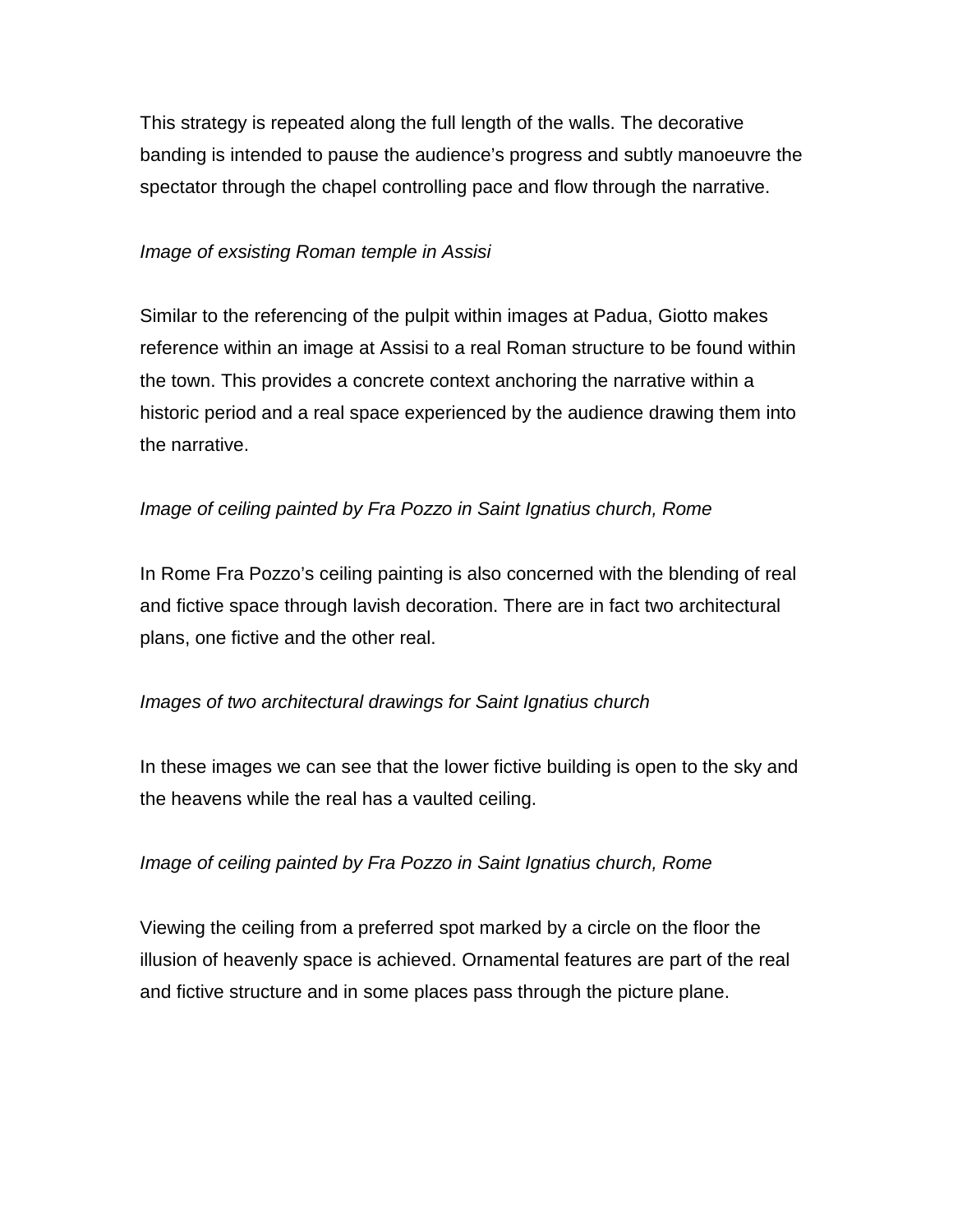This strategy is repeated along the full length of the walls. The decorative banding is intended to pause the audience's progress and subtly manoeuvre the spectator through the chapel controlling pace and flow through the narrative.

*Image of exsisting Roman temple in Assisi*

Similar to the referencing of the pulpit within images at Padua, Giotto makes reference within an image at Assisi to a real Roman structure to be found within the town. This provides a concrete context anchoring the narrative within a historic period and a real space experienced by the audience drawing them into the narrative.

*Image of ceiling painted by Fra Pozzo in Saint Ignatius church, Rome*

In Rome Fra Pozzo's ceiling painting is also concerned with the blending of real and fictive space through lavish decoration. There are in fact two architectural plans, one fictive and the other real.

*Images of two architectural drawings for Saint Ignatius church*

In these images we can see that the lower fictive building is open to the sky and the heavens while the real has a vaulted ceiling.

*Image of ceiling painted by Fra Pozzo in Saint Ignatius church, Rome*

Viewing the ceiling from a preferred spot marked by a circle on the floor the illusion of heavenly space is achieved. Ornamental features are part of the real and fictive structure and in some places pass through the picture plane.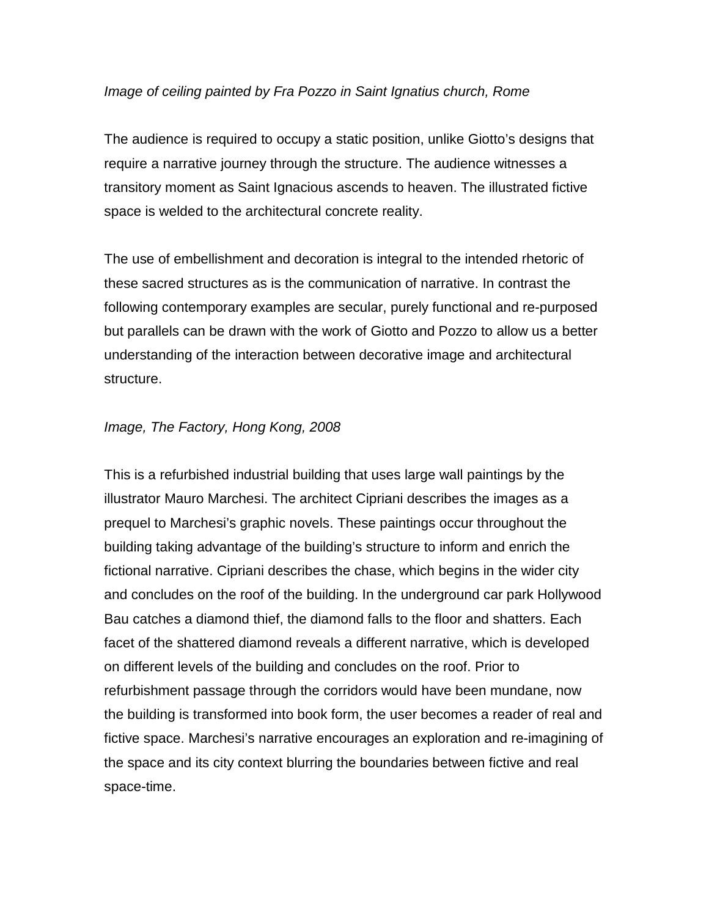*Image of ceiling painted by Fra Pozzo in Saint Ignatius church, Rome*

The audience is required to occupy a static position, unlike Giotto's designs that require a narrative journey through the structure. The audience witnesses a transitory moment as Saint Ignacious ascends to heaven. The illustrated fictive space is welded to the architectural concrete reality.

The use of embellishment and decoration is integral to the intended rhetoric of these sacred structures as is the communication of narrative. In contrast the following contemporary examples are secular, purely functional and re-purposed but parallels can be drawn with the work of Giotto and Pozzo to allow us a better understanding of the interaction between decorative image and architectural structure.

*Image, The Factory, Hong Kong, 2008*

This is a refurbished industrial building that uses large wall paintings by the illustrator Mauro Marchesi. The architect Cipriani describes the images as a prequel to Marchesi's graphic novels. These paintings occur throughout the building taking advantage of the building's structure to inform and enrich the fictional narrative. Cipriani describes the chase, which begins in the wider city and concludes on the roof of the building. In the underground car park Hollywood Bau catches a diamond thief, the diamond falls to the floor and shatters. Each facet of the shattered diamond reveals a different narrative, which is developed on different levels of the building and concludes on the roof. Prior to refurbishment passage through the corridors would have been mundane, now the building is transformed into book form, the user becomes a reader of real and fictive space. Marchesi's narrative encourages an exploration and re-imagining of the space and its city context blurring the boundaries between fictive and real space-time.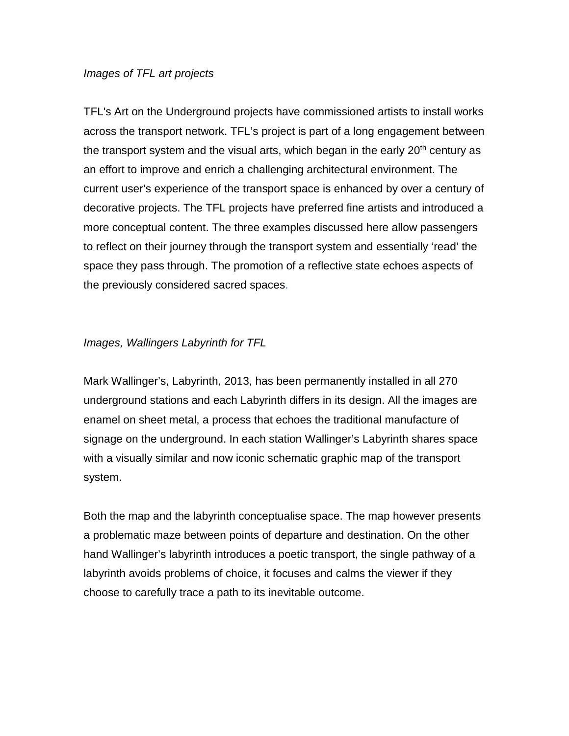*Images of TFL art projects*

TFL's Art on the Underground projects have commissioned artists to install works across the transport network. TFL's project is part of a long engagement between the transport system and the visual arts, which began in the early 20th century as an effort to improve and enrich a challenging architectural environment. The current user's experience of the transport space is enhanced by over a century of decorative projects. The TFL projects have preferred fine artists and introduced a more conceptual content. The three examples discussed here allow passengers to reflect on their journey through the transport system and essentially 'read' the space they pass through. The promotion of a reflective state echoes aspects of the previously considered sacred spaces.

*Images, Wallingers Labyrinth for TFL*

Mark Wallinger's, Labyrinth, 2013, has been permanently installed in all 270 underground stations and each Labyrinth differs in its design. All the images are enamel on sheet metal, a process that echoes the traditional manufacture of signage on the underground. In each station Wallinger's Labyrinth shares space with a visually similar and now iconic schematic graphic map of the transport system.

Both the map and the labyrinth conceptualise space. The map however presents a problematic maze between points of departure and destination. On the other hand Wallinger's labyrinth introduces a poetic transport, the single pathway of a labyrinth avoids problems of choice, it focuses and calms the viewer if they choose to carefully trace a path to its inevitable outcome.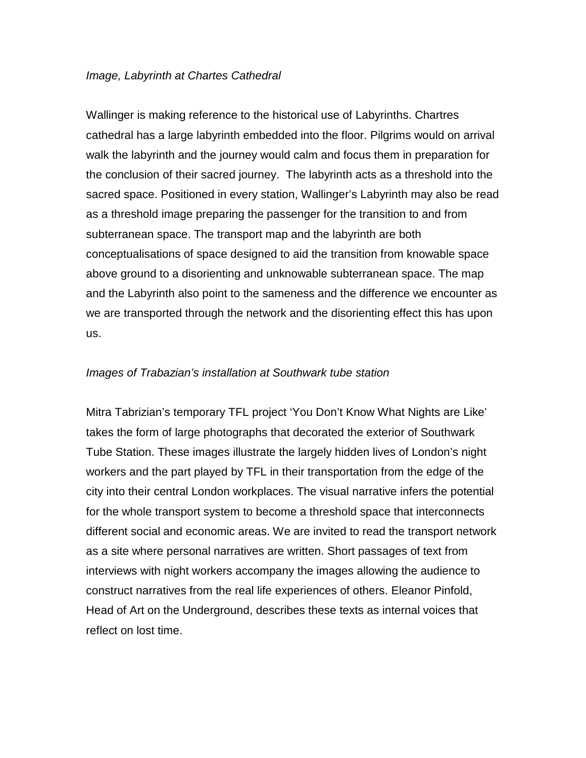*Image, Labyrinth at Chartes Cathedral*

Wallinger is making reference to the historical use of Labyrinths. Chartres cathedral has a large labyrinth embedded into the floor. Pilgrims would on arrival walk the labyrinth and the journey would calm and focus them in preparation for the conclusion of their sacred journey. The labyrinth acts as a threshold into the sacred space. Positioned in every station, Wallinger's Labyrinth may also be read as a threshold image preparing the passenger for the transition to and from subterranean space. The transport map and the labyrinth are both conceptualisations of space designed to aid the transition from knowable space above ground to a disorienting and unknowable subterranean space. The map and the Labyrinth also point to the sameness and the difference we encounter as we are transported through the network and the disorienting effect this has upon us.

*Images of Trabazian's installation at Southwark tube station*

Mitra Tabrizian's temporary TFL project 'You Don't Know What Nights are Like' takes the form of large photographs that decorated the exterior of Southwark Tube Station. These images illustrate the largely hidden lives of London's night workers and the part played by TFL in their transportation from the edge of the city into their central London workplaces. The visual narrative infers the potential for the whole transport system to become a threshold space that interconnects different social and economic areas. We are invited to read the transport network as a site where personal narratives are written. Short passages of text from interviews with night workers accompany the images allowing the audience to construct narratives from the real life experiences of others. Eleanor Pinfold, Head of Art on the Underground, describes these texts as internal voices that reflect on lost time.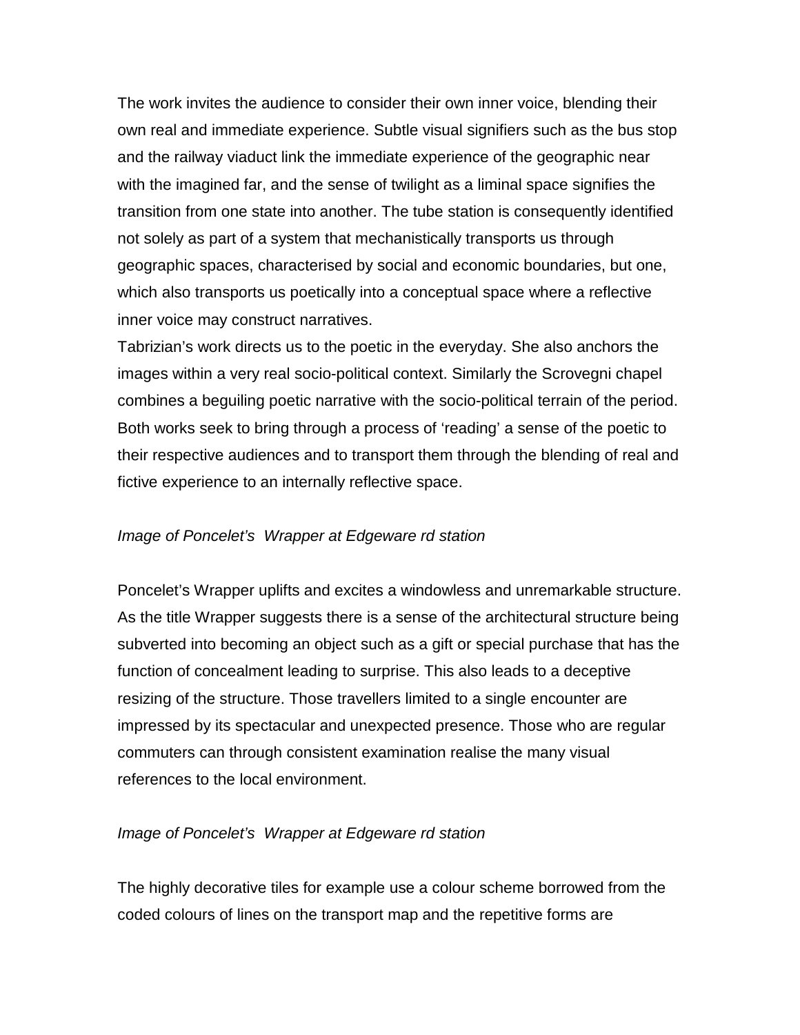The work invites the audience to consider their own inner voice, blending their own real and immediate experience. Subtle visual signifiers such as the bus stop and the railway viaduct link the immediate experience of the geographic near with the imagined far, and the sense of twilight as a liminal space signifies the transition from one state into another. The tube station is consequently identified not solely as part of a system that mechanistically transports us through geographic spaces, characterised by social and economic boundaries, but one, which also transports us poetically into a conceptual space where a reflective inner voice may construct narratives.
Tabrizian's work directs us to the poetic in the everyday. She also anchors the images within a very real socio-political context. Similarly the Scrovegni chapel combines a beguiling poetic narrative with the socio-political terrain of the period. Both works seek to bring through a process of 'reading' a sense of the poetic to their respective audiences and to transport them through the blending of real and fictive experience to an internally reflective space.

*Image of Poncelet's  Wrapper at Edgeware rd station*

Poncelet's Wrapper uplifts and excites a windowless and unremarkable structure. As the title Wrapper suggests there is a sense of the architectural structure being subverted into becoming an object such as a gift or special purchase that has the function of concealment leading to surprise. This also leads to a deceptive resizing of the structure. Those travellers limited to a single encounter are impressed by its spectacular and unexpected presence. Those who are regular commuters can through consistent examination realise the many visual references to the local environment.

*Image of Poncelet's  Wrapper at Edgeware rd station*

The highly decorative tiles for example use a colour scheme borrowed from the coded colours of lines on the transport map and the repetitive forms are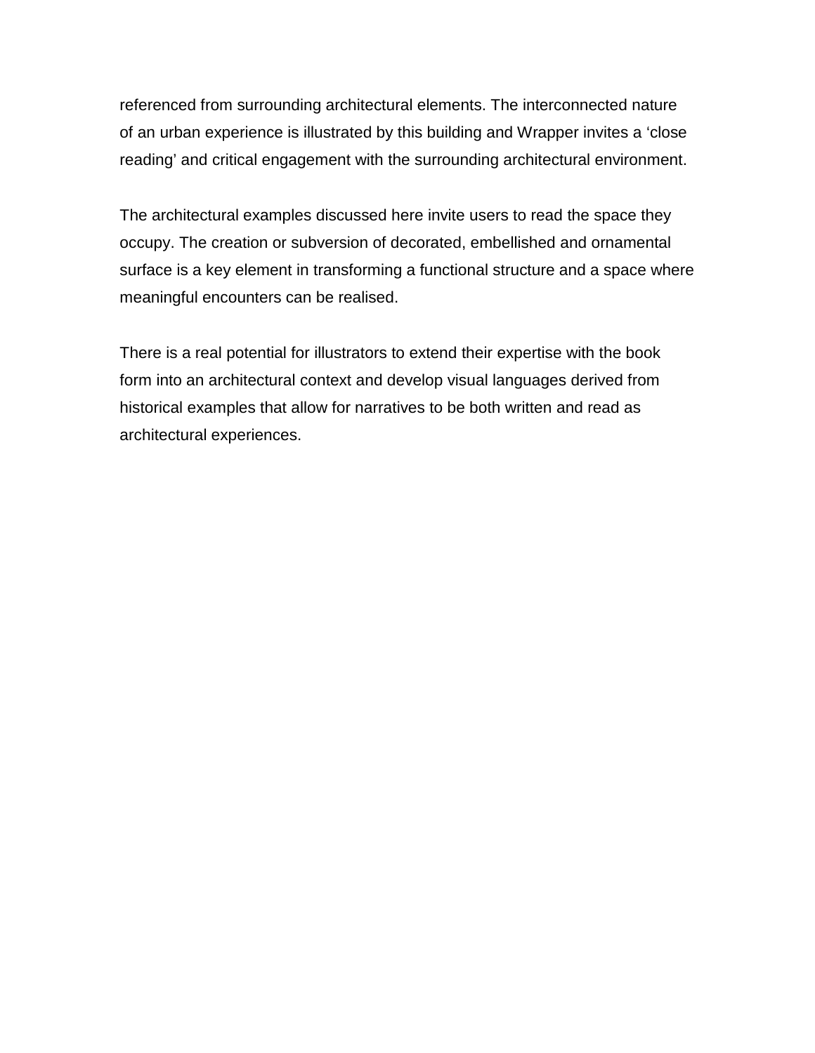referenced from surrounding architectural elements. The interconnected nature of an urban experience is illustrated by this building and Wrapper invites a ‘close reading’ and critical engagement with the surrounding architectural environment.

The architectural examples discussed here invite users to read the space they occupy. The creation or subversion of decorated, embellished and ornamental surface is a key element in transforming a functional structure and a space where meaningful encounters can be realised.

There is a real potential for illustrators to extend their expertise with the book form into an architectural context and develop visual languages derived from historical examples that allow for narratives to be both written and read as architectural experiences.